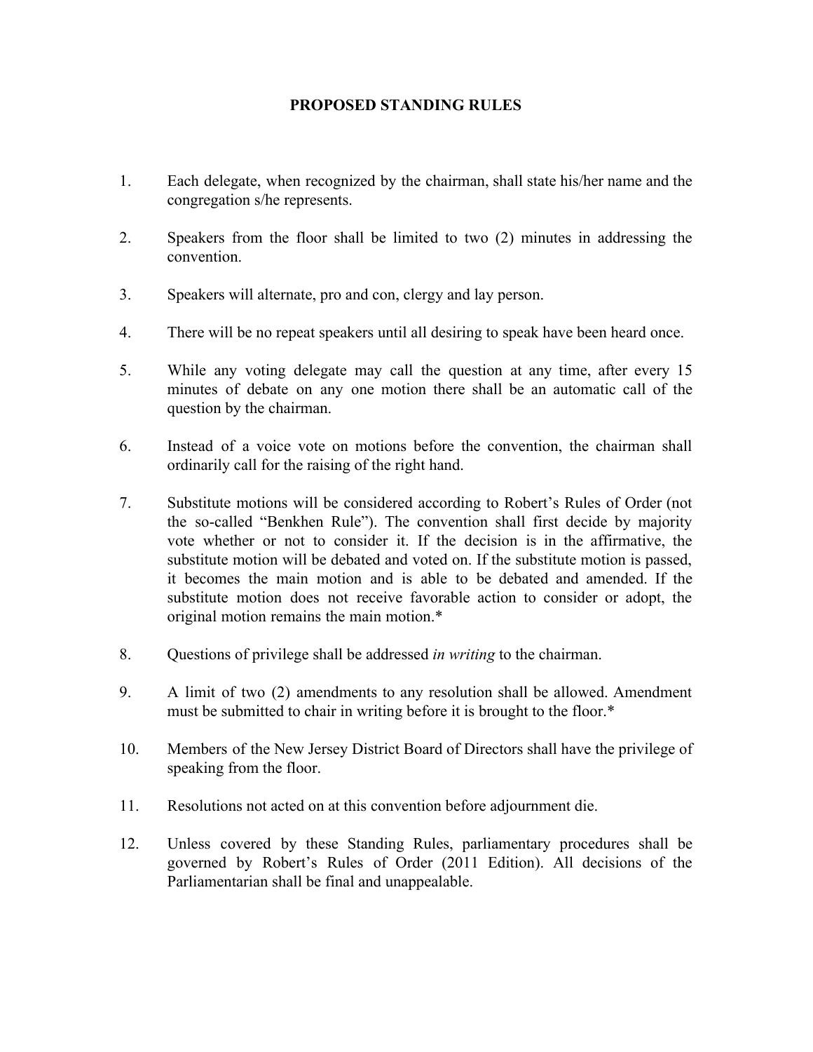# PROPOSED STANDING RULES

1. Each delegate, when recognized by the chairman, shall state his/her name and the congregation s/he represents.

2. Speakers from the floor shall be limited to two (2) minutes in addressing the convention.

3. Speakers will alternate, pro and con, clergy and lay person.

4. There will be no repeat speakers until all desiring to speak have been heard once.

5. While any voting delegate may call the question at any time, after every 15 minutes of debate on any one motion there shall be an automatic call of the question by the chairman.

6. Instead of a voice vote on motions before the convention, the chairman shall ordinarily call for the raising of the right hand.

7. Substitute motions will be considered according to Robert's Rules of Order (not the so-called "Benkhen Rule"). The convention shall first decide by majority vote whether or not to consider it. If the decision is in the affirmative, the substitute motion will be debated and voted on. If the substitute motion is passed, it becomes the main motion and is able to be debated and amended. If the substitute motion does not receive favorable action to consider or adopt, the original motion remains the main motion.*

8. Questions of privilege shall be addressed *in writing* to the chairman.

9. A limit of two (2) amendments to any resolution shall be allowed. Amendment must be submitted to chair in writing before it is brought to the floor.*

10. Members of the New Jersey District Board of Directors shall have the privilege of speaking from the floor.

11. Resolutions not acted on at this convention before adjournment die.

12. Unless covered by these Standing Rules, parliamentary procedures shall be governed by Robert's Rules of Order (2011 Edition). All decisions of the Parliamentarian shall be final and unappealable.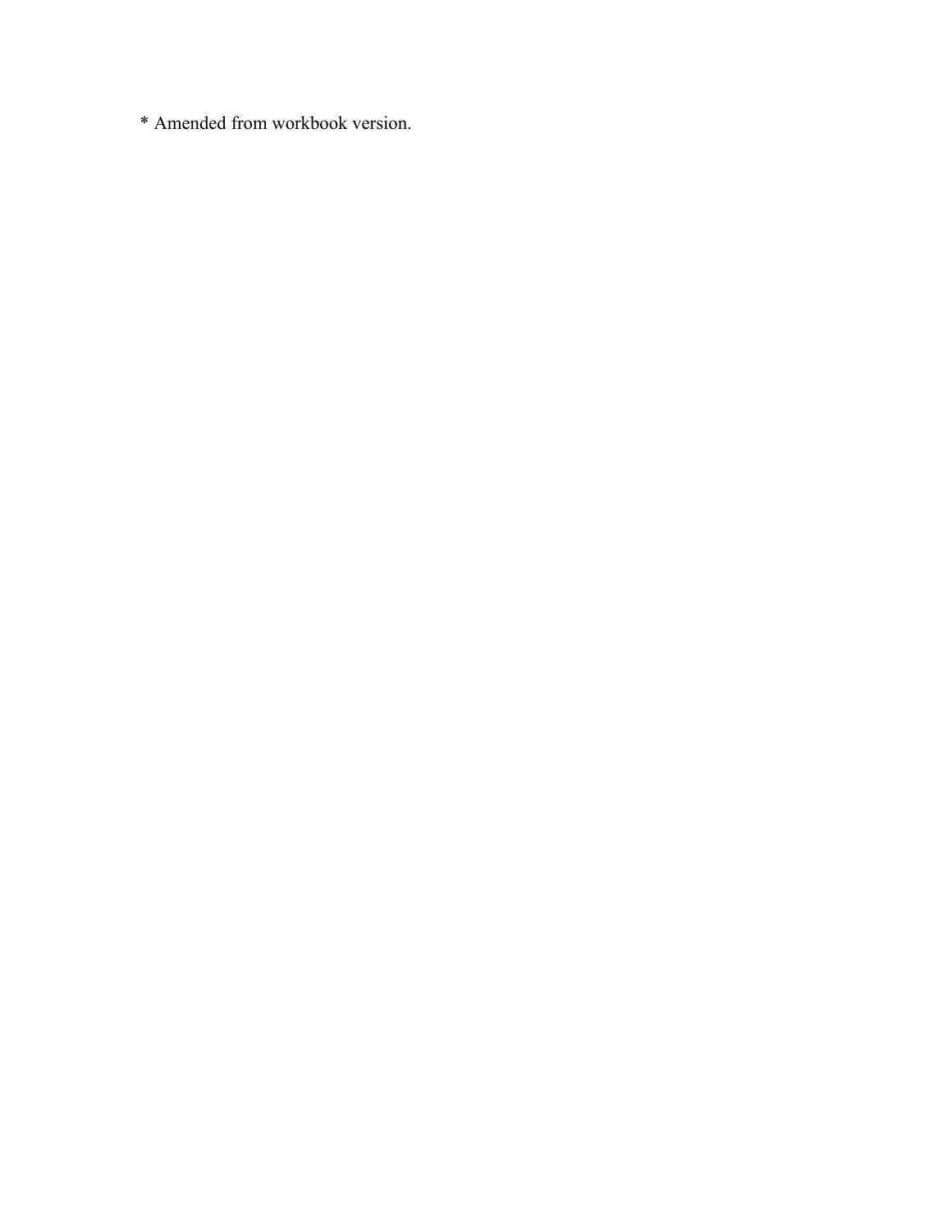* Amended from workbook version.